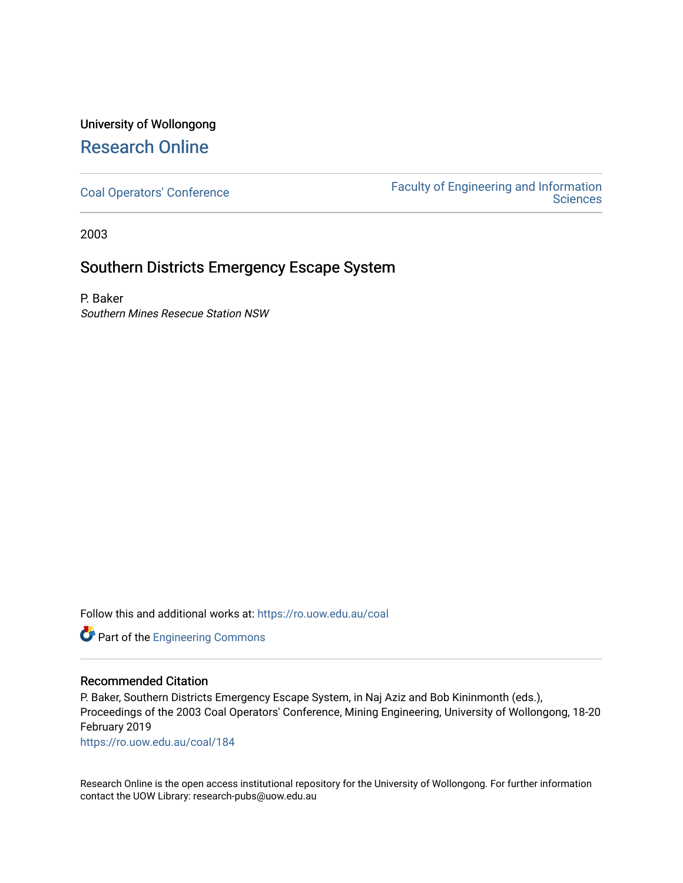University of Wollongong

# Research Online

Coal Operators' Conference

Faculty of Engineering and Information Sciences

2003

## Southern Districts Emergency Escape System

P. Baker

*Southern Mines Resecue Station NSW*

Follow this and additional works at: https://ro.uow.edu.au/coal

Part of the Engineering Commons

### Recommended Citation

P. Baker, Southern Districts Emergency Escape System, in Naj Aziz and Bob Kininmonth (eds.), Proceedings of the 2003 Coal Operators' Conference, Mining Engineering, University of Wollongong, 18-20 February 2019

https://ro.uow.edu.au/coal/184

Research Online is the open access institutional repository for the University of Wollongong. For further information contact the UOW Library: research-pubs@uow.edu.au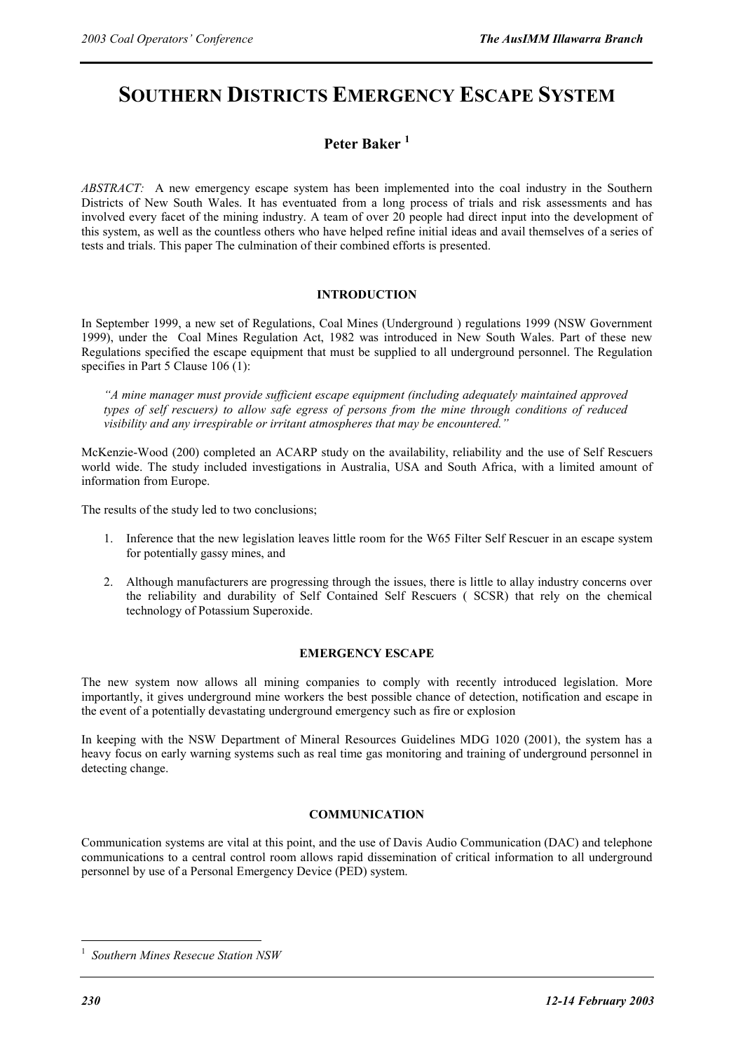# SOUTHERN DISTRICTS EMERGENCY ESCAPE SYSTEM

## Peter Baker [1]

*ABSTRACT:* A new emergency escape system has been implemented into the coal industry in the Southern Districts of New South Wales. It has eventuated from a long process of trials and risk assessments and has involved every facet of the mining industry. A team of over 20 people had direct input into the development of this system, as well as the countless others who have helped refine initial ideas and avail themselves of a series of tests and trials. This paper The culmination of their combined efforts is presented.

### INTRODUCTION

In September 1999, a new set of Regulations, Coal Mines (Underground ) regulations 1999 (NSW Government 1999), under the Coal Mines Regulation Act, 1982 was introduced in New South Wales. Part of these new Regulations specified the escape equipment that must be supplied to all underground personnel. The Regulation specifies in Part 5 Clause 106 (1):

> *"A mine manager must provide sufficient escape equipment (including adequately maintained approved types of self rescuers) to allow safe egress of persons from the mine through conditions of reduced visibility and any irrespirable or irritant atmospheres that may be encountered."*

McKenzie-Wood (200) completed an ACARP study on the availability, reliability and the use of Self Rescuers world wide. The study included investigations in Australia, USA and South Africa, with a limited amount of information from Europe.

The results of the study led to two conclusions;

1. Inference that the new legislation leaves little room for the W65 Filter Self Rescuer in an escape system for potentially gassy mines, and
2. Although manufacturers are progressing through the issues, there is little to allay industry concerns over the reliability and durability of Self Contained Self Rescuers ( SCSR) that rely on the chemical technology of Potassium Superoxide.

### EMERGENCY ESCAPE

The new system now allows all mining companies to comply with recently introduced legislation. More importantly, it gives underground mine workers the best possible chance of detection, notification and escape in the event of a potentially devastating underground emergency such as fire or explosion

In keeping with the NSW Department of Mineral Resources Guidelines MDG 1020 (2001), the system has a heavy focus on early warning systems such as real time gas monitoring and training of underground personnel in detecting change.

### COMMUNICATION

Communication systems are vital at this point, and the use of Davis Audio Communication (DAC) and telephone communications to a central control room allows rapid dissemination of critical information to all underground personnel by use of a Personal Emergency Device (PED) system.

---

[1] *Southern Mines Resecue Station NSW*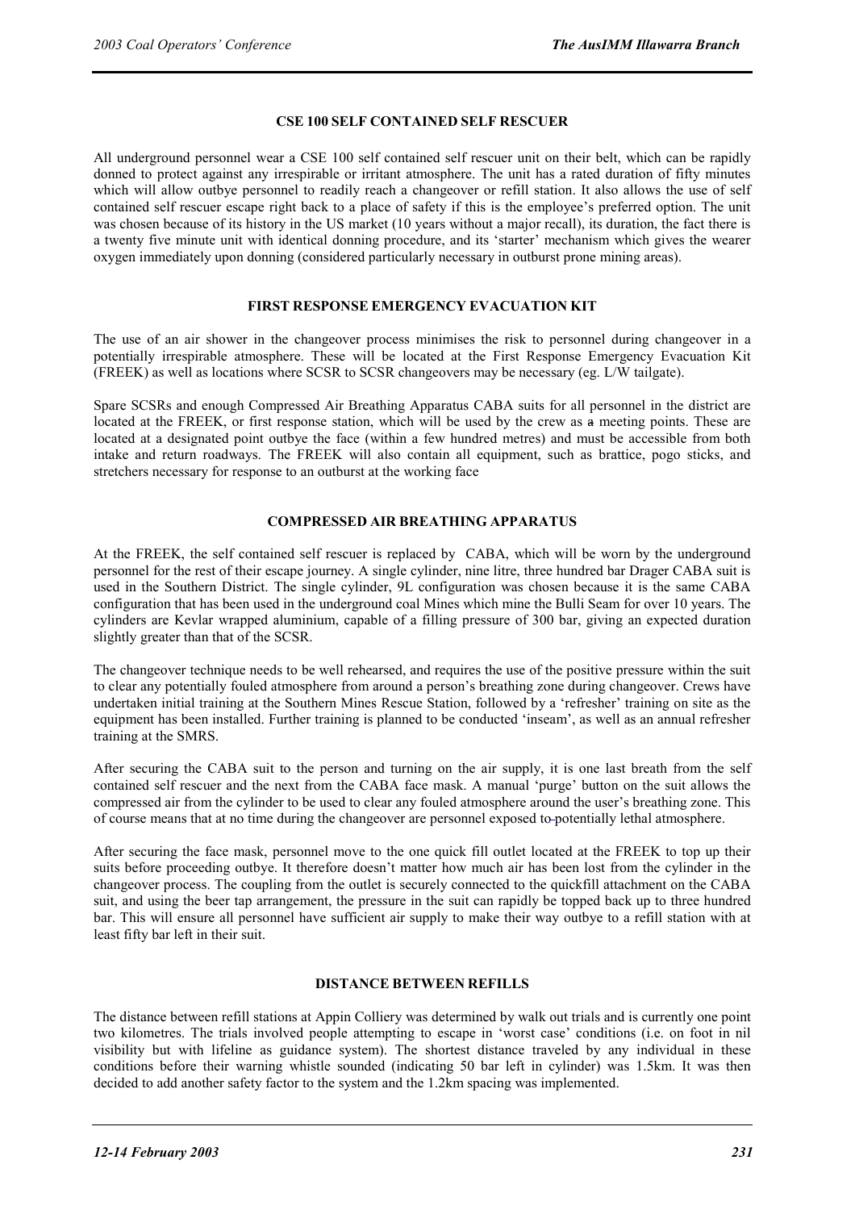## CSE 100 SELF CONTAINED SELF RESCUER

All underground personnel wear a CSE 100 self contained self rescuer unit on their belt, which can be rapidly donned to protect against any irrespirable or irritant atmosphere. The unit has a rated duration of fifty minutes which will allow outbye personnel to readily reach a changeover or refill station. It also allows the use of self contained self rescuer escape right back to a place of safety if this is the employee's preferred option. The unit was chosen because of its history in the US market (10 years without a major recall), its duration, the fact there is a twenty five minute unit with identical donning procedure, and its 'starter' mechanism which gives the wearer oxygen immediately upon donning (considered particularly necessary in outburst prone mining areas).

## FIRST RESPONSE EMERGENCY EVACUATION KIT

The use of an air shower in the changeover process minimises the risk to personnel during changeover in a potentially irrespirable atmosphere. These will be located at the First Response Emergency Evacuation Kit (FREEK) as well as locations where SCSR to SCSR changeovers may be necessary (eg. L/W tailgate).

Spare SCSRs and enough Compressed Air Breathing Apparatus CABA suits for all personnel in the district are located at the FREEK, or first response station, which will be used by the crew as a meeting points. These are located at a designated point outbye the face (within a few hundred metres) and must be accessible from both intake and return roadways. The FREEK will also contain all equipment, such as brattice, pogo sticks, and stretchers necessary for response to an outburst at the working face

## COMPRESSED AIR BREATHING APPARATUS

At the FREEK, the self contained self rescuer is replaced by CABA, which will be worn by the underground personnel for the rest of their escape journey. A single cylinder, nine litre, three hundred bar Drager CABA suit is used in the Southern District. The single cylinder, 9L configuration was chosen because it is the same CABA configuration that has been used in the underground coal Mines which mine the Bulli Seam for over 10 years. The cylinders are Kevlar wrapped aluminium, capable of a filling pressure of 300 bar, giving an expected duration slightly greater than that of the SCSR.

The changeover technique needs to be well rehearsed, and requires the use of the positive pressure within the suit to clear any potentially fouled atmosphere from around a person's breathing zone during changeover. Crews have undertaken initial training at the Southern Mines Rescue Station, followed by a 'refresher' training on site as the equipment has been installed. Further training is planned to be conducted 'inseam', as well as an annual refresher training at the SMRS.

After securing the CABA suit to the person and turning on the air supply, it is one last breath from the self contained self rescuer and the next from the CABA face mask. A manual 'purge' button on the suit allows the compressed air from the cylinder to be used to clear any fouled atmosphere around the user's breathing zone. This of course means that at no time during the changeover are personnel exposed to potentially lethal atmosphere.

After securing the face mask, personnel move to the one quick fill outlet located at the FREEK to top up their suits before proceeding outbye. It therefore doesn't matter how much air has been lost from the cylinder in the changeover process. The coupling from the outlet is securely connected to the quickfill attachment on the CABA suit, and using the beer tap arrangement, the pressure in the suit can rapidly be topped back up to three hundred bar. This will ensure all personnel have sufficient air supply to make their way outbye to a refill station with at least fifty bar left in their suit.

## DISTANCE BETWEEN REFILLS

The distance between refill stations at Appin Colliery was determined by walk out trials and is currently one point two kilometres. The trials involved people attempting to escape in 'worst case' conditions (i.e. on foot in nil visibility but with lifeline as guidance system). The shortest distance traveled by any individual in these conditions before their warning whistle sounded (indicating 50 bar left in cylinder) was 1.5km. It was then decided to add another safety factor to the system and the 1.2km spacing was implemented.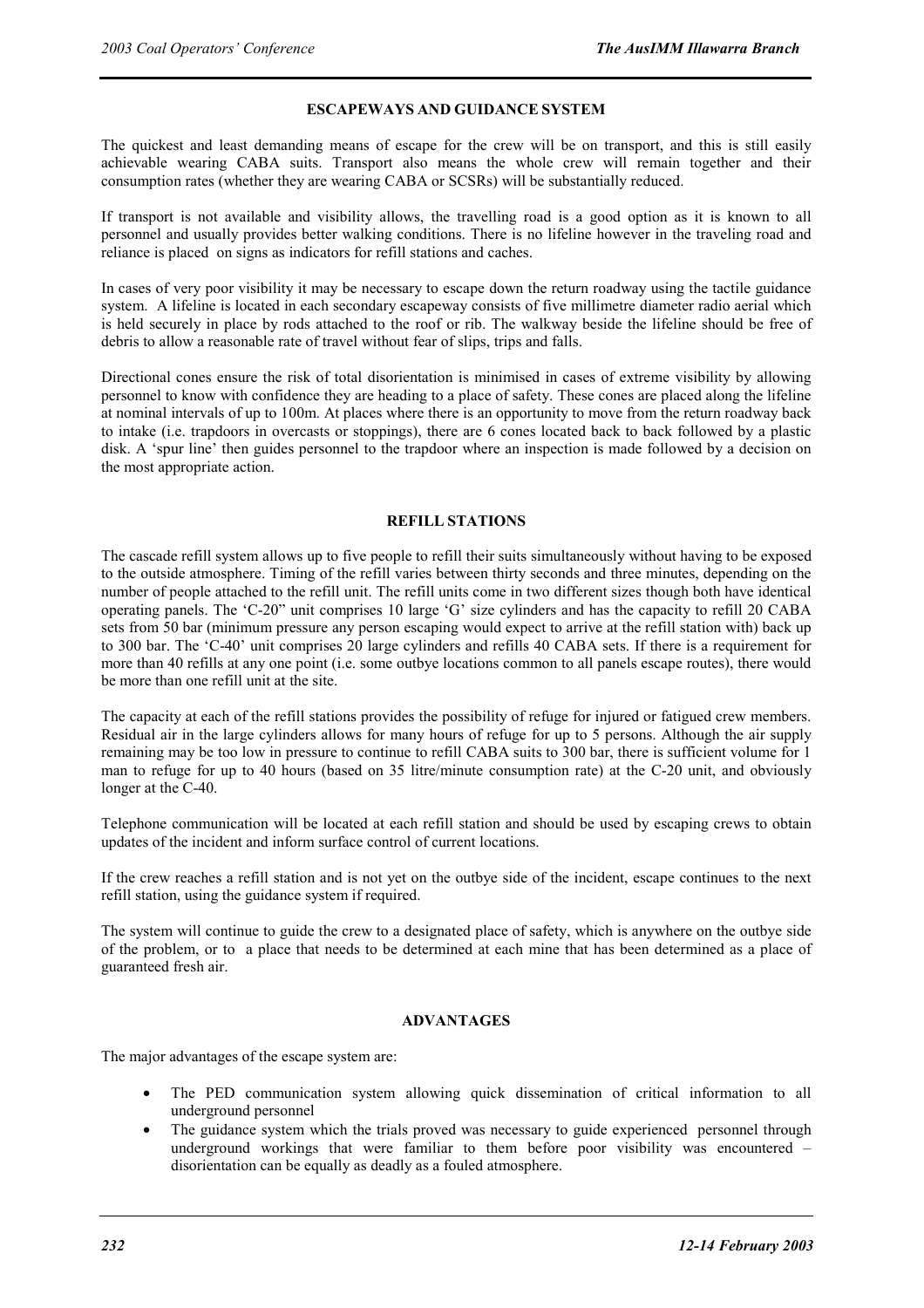## ESCAPEWAYS AND GUIDANCE SYSTEM

The quickest and least demanding means of escape for the crew will be on transport, and this is still easily achievable wearing CABA suits. Transport also means the whole crew will remain together and their consumption rates (whether they are wearing CABA or SCSRs) will be substantially reduced.

If transport is not available and visibility allows, the travelling road is a good option as it is known to all personnel and usually provides better walking conditions. There is no lifeline however in the traveling road and reliance is placed on signs as indicators for refill stations and caches.

In cases of very poor visibility it may be necessary to escape down the return roadway using the tactile guidance system. A lifeline is located in each secondary escapeway consists of five millimetre diameter radio aerial which is held securely in place by rods attached to the roof or rib. The walkway beside the lifeline should be free of debris to allow a reasonable rate of travel without fear of slips, trips and falls.

Directional cones ensure the risk of total disorientation is minimised in cases of extreme visibility by allowing personnel to know with confidence they are heading to a place of safety. These cones are placed along the lifeline at nominal intervals of up to 100m. At places where there is an opportunity to move from the return roadway back to intake (i.e. trapdoors in overcasts or stoppings), there are 6 cones located back to back followed by a plastic disk. A 'spur line' then guides personnel to the trapdoor where an inspection is made followed by a decision on the most appropriate action.

## REFILL STATIONS

The cascade refill system allows up to five people to refill their suits simultaneously without having to be exposed to the outside atmosphere. Timing of the refill varies between thirty seconds and three minutes, depending on the number of people attached to the refill unit. The refill units come in two different sizes though both have identical operating panels. The 'C-20" unit comprises 10 large 'G' size cylinders and has the capacity to refill 20 CABA sets from 50 bar (minimum pressure any person escaping would expect to arrive at the refill station with) back up to 300 bar. The 'C-40' unit comprises 20 large cylinders and refills 40 CABA sets. If there is a requirement for more than 40 refills at any one point (i.e. some outbye locations common to all panels escape routes), there would be more than one refill unit at the site.

The capacity at each of the refill stations provides the possibility of refuge for injured or fatigued crew members. Residual air in the large cylinders allows for many hours of refuge for up to 5 persons. Although the air supply remaining may be too low in pressure to continue to refill CABA suits to 300 bar, there is sufficient volume for 1 man to refuge for up to 40 hours (based on 35 litre/minute consumption rate) at the C-20 unit, and obviously longer at the C-40.

Telephone communication will be located at each refill station and should be used by escaping crews to obtain updates of the incident and inform surface control of current locations.

If the crew reaches a refill station and is not yet on the outbye side of the incident, escape continues to the next refill station, using the guidance system if required.

The system will continue to guide the crew to a designated place of safety, which is anywhere on the outbye side of the problem, or to a place that needs to be determined at each mine that has been determined as a place of guaranteed fresh air.

## ADVANTAGES

The major advantages of the escape system are:

- The PED communication system allowing quick dissemination of critical information to all underground personnel
- The guidance system which the trials proved was necessary to guide experienced personnel through underground workings that were familiar to them before poor visibility was encountered – disorientation can be equally as deadly as a fouled atmosphere.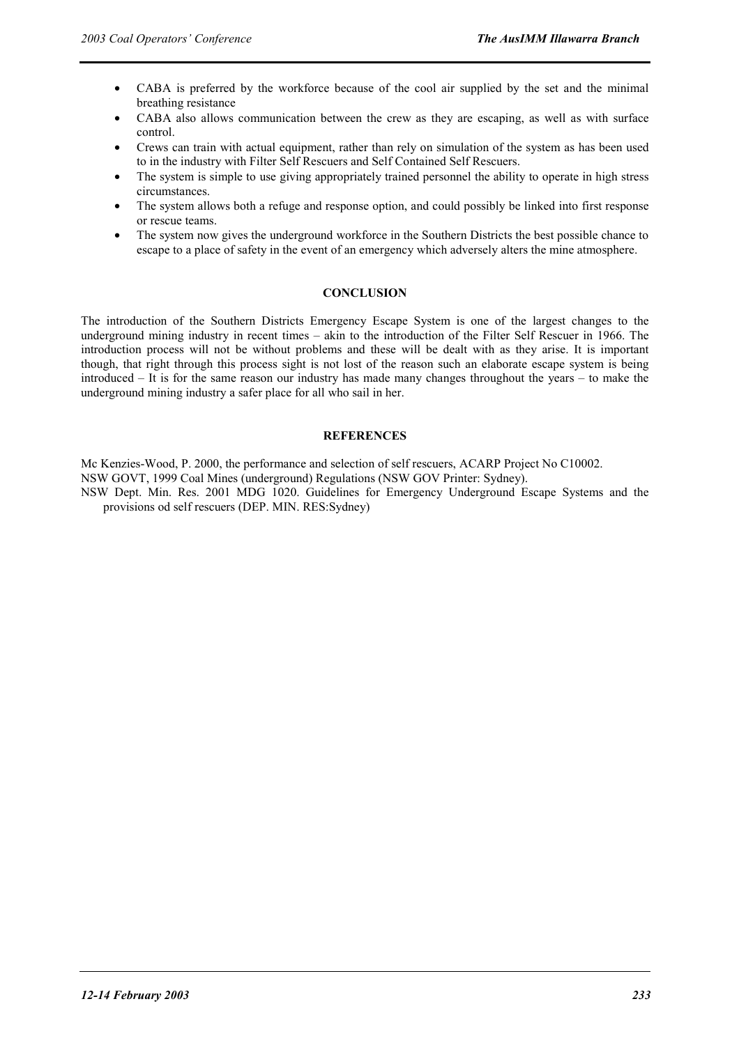- CABA is preferred by the workforce because of the cool air supplied by the set and the minimal breathing resistance
- CABA also allows communication between the crew as they are escaping, as well as with surface control.
- Crews can train with actual equipment, rather than rely on simulation of the system as has been used to in the industry with Filter Self Rescuers and Self Contained Self Rescuers.
- The system is simple to use giving appropriately trained personnel the ability to operate in high stress circumstances.
- The system allows both a refuge and response option, and could possibly be linked into first response or rescue teams.
- The system now gives the underground workforce in the Southern Districts the best possible chance to escape to a place of safety in the event of an emergency which adversely alters the mine atmosphere.

## CONCLUSION

The introduction of the Southern Districts Emergency Escape System is one of the largest changes to the underground mining industry in recent times – akin to the introduction of the Filter Self Rescuer in 1966. The introduction process will not be without problems and these will be dealt with as they arise. It is important though, that right through this process sight is not lost of the reason such an elaborate escape system is being introduced – It is for the same reason our industry has made many changes throughout the years – to make the underground mining industry a safer place for all who sail in her.

## REFERENCES

Mc Kenzies-Wood, P. 2000, the performance and selection of self rescuers, ACARP Project No C10002.

NSW GOVT, 1999 Coal Mines (underground) Regulations (NSW GOV Printer: Sydney).

NSW Dept. Min. Res. 2001 MDG 1020. Guidelines for Emergency Underground Escape Systems and the provisions od self rescuers (DEP. MIN. RES:Sydney)